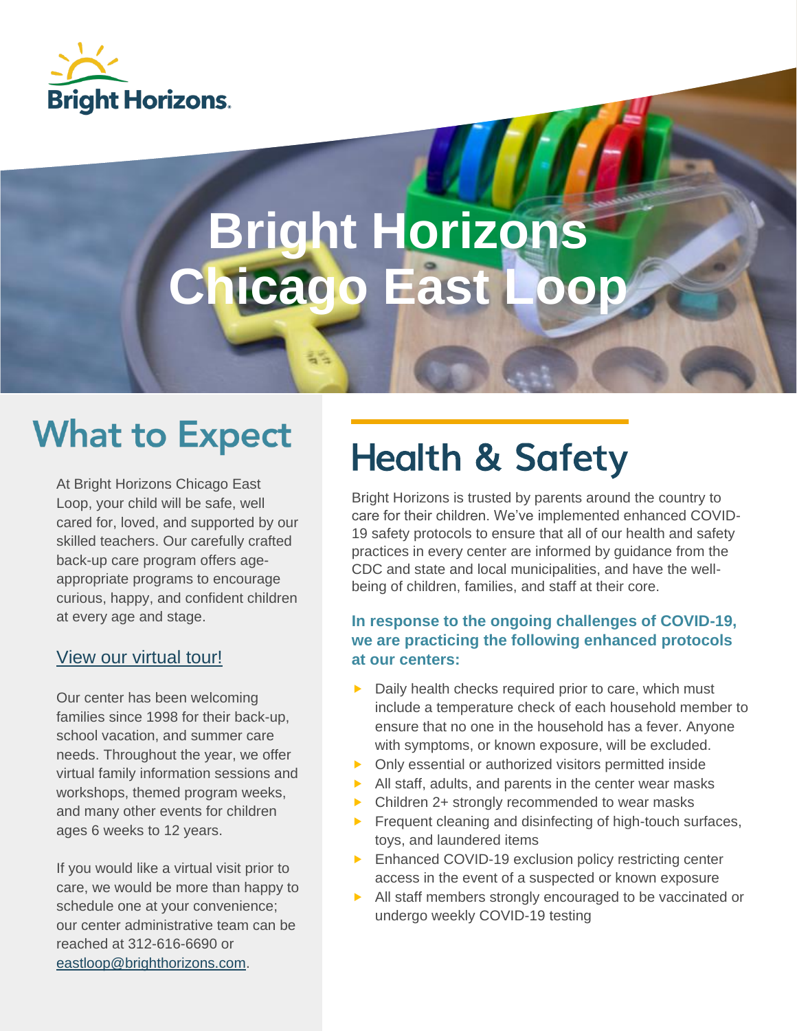# Bright Horizons Chicago East Loop

## What to Expect

At Bright Horizons Chicago East Loop, your child will be safe, well cared for, loved, and supported by our skilled teachers. Our carefully crafted back-up care program offers age-appropriate programs to encourage curious, happy, and confident children at every age and stage.

[View our virtual tour!]

Our center has been welcoming families since 1998 for their back-up, school vacation, and summer care needs. Throughout the year, we offer virtual family information sessions and workshops, themed program weeks, and many other events for children ages 6 weeks to 12 years.

If you would like a virtual visit prior to care, we would be more than happy to schedule one at your convenience; our center administrative team can be reached at 312-616-6690 or eastloop@brighthorizons.com.

## Health & Safety

Bright Horizons is trusted by parents around the country to care for their children. We've implemented enhanced COVID-19 safety protocols to ensure that all of our health and safety practices in every center are informed by guidance from the CDC and state and local municipalities, and have the well-being of children, families, and staff at their core.

**In response to the ongoing challenges of COVID-19, we are practicing the following enhanced protocols at our centers:**

- Daily health checks required prior to care, which must include a temperature check of each household member to ensure that no one in the household has a fever. Anyone with symptoms, or known exposure, will be excluded.
- Only essential or authorized visitors permitted inside
- All staff, adults, and parents in the center wear masks
- Children 2+ strongly recommended to wear masks
- Frequent cleaning and disinfecting of high-touch surfaces, toys, and laundered items
- Enhanced COVID-19 exclusion policy restricting center access in the event of a suspected or known exposure
- All staff members strongly encouraged to be vaccinated or undergo weekly COVID-19 testing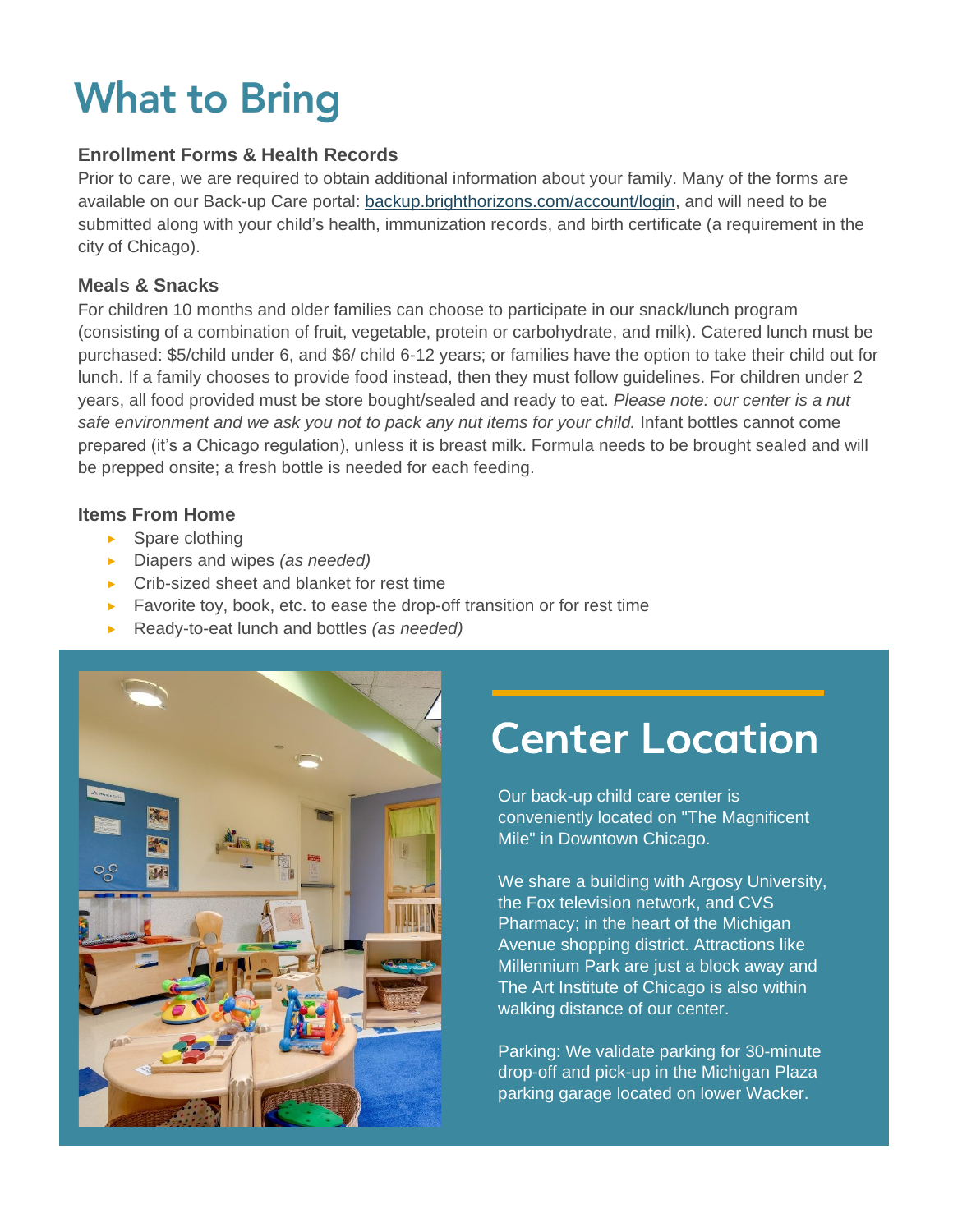# What to Bring

### Enrollment Forms & Health Records

Prior to care, we are required to obtain additional information about your family. Many of the forms are available on our Back-up Care portal: [backup.brighthorizons.com/account/login](backup.brighthorizons.com/account/login), and will need to be submitted along with your child's health, immunization records, and birth certificate (a requirement in the city of Chicago).

### Meals & Snacks

For children 10 months and older families can choose to participate in our snack/lunch program (consisting of a combination of fruit, vegetable, protein or carbohydrate, and milk). Catered lunch must be purchased: $5/child under 6, and $6/ child 6-12 years; or families have the option to take their child out for lunch. If a family chooses to provide food instead, then they must follow guidelines. For children under 2 years, all food provided must be store bought/sealed and ready to eat. *Please note: our center is a nut safe environment and we ask you not to pack any nut items for your child.* Infant bottles cannot come prepared (it's a Chicago regulation), unless it is breast milk. Formula needs to be brought sealed and will be prepped onsite; a fresh bottle is needed for each feeding.

### Items From Home

- Spare clothing
- Diapers and wipes *(as needed)*
- Crib-sized sheet and blanket for rest time
- Favorite toy, book, etc. to ease the drop-off transition or for rest time
- Ready-to-eat lunch and bottles *(as needed)*

## Center Location

Our back-up child care center is conveniently located on "The Magnificent Mile" in Downtown Chicago.

We share a building with Argosy University, the Fox television network, and CVS Pharmacy; in the heart of the Michigan Avenue shopping district. Attractions like Millennium Park are just a block away and The Art Institute of Chicago is also within walking distance of our center.

Parking: We validate parking for 30-minute drop-off and pick-up in the Michigan Plaza parking garage located on lower Wacker.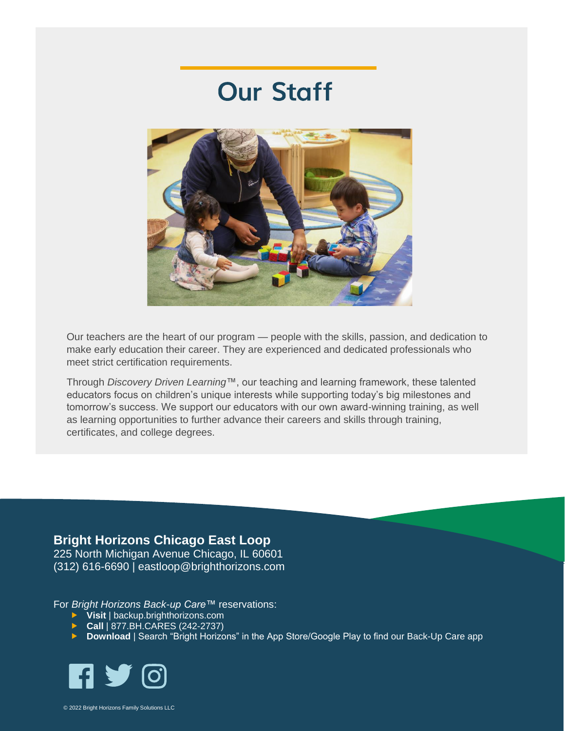# Our Staff

Our teachers are the heart of our program — people with the skills, passion, and dedication to make early education their career. They are experienced and dedicated professionals who meet strict certification requirements.

Through *Discovery Driven Learning*™, our teaching and learning framework, these talented educators focus on children's unique interests while supporting today's big milestones and tomorrow's success. We support our educators with our own award-winning training, as well as learning opportunities to further advance their careers and skills through training, certificates, and college degrees.

**Bright Horizons Chicago East Loop**
225 North Michigan Avenue Chicago, IL 60601
(312) 616-6690 | eastloop@brighthorizons.com

For *Bright Horizons Back-up Care*™ reservations:

- **Visit** | backup.brighthorizons.com
- **Call** | 877.BH.CARES (242-2737)
- **Download** | Search "Bright Horizons" in the App Store/Google Play to find our Back-Up Care app

© 2022 Bright Horizons Family Solutions LLC